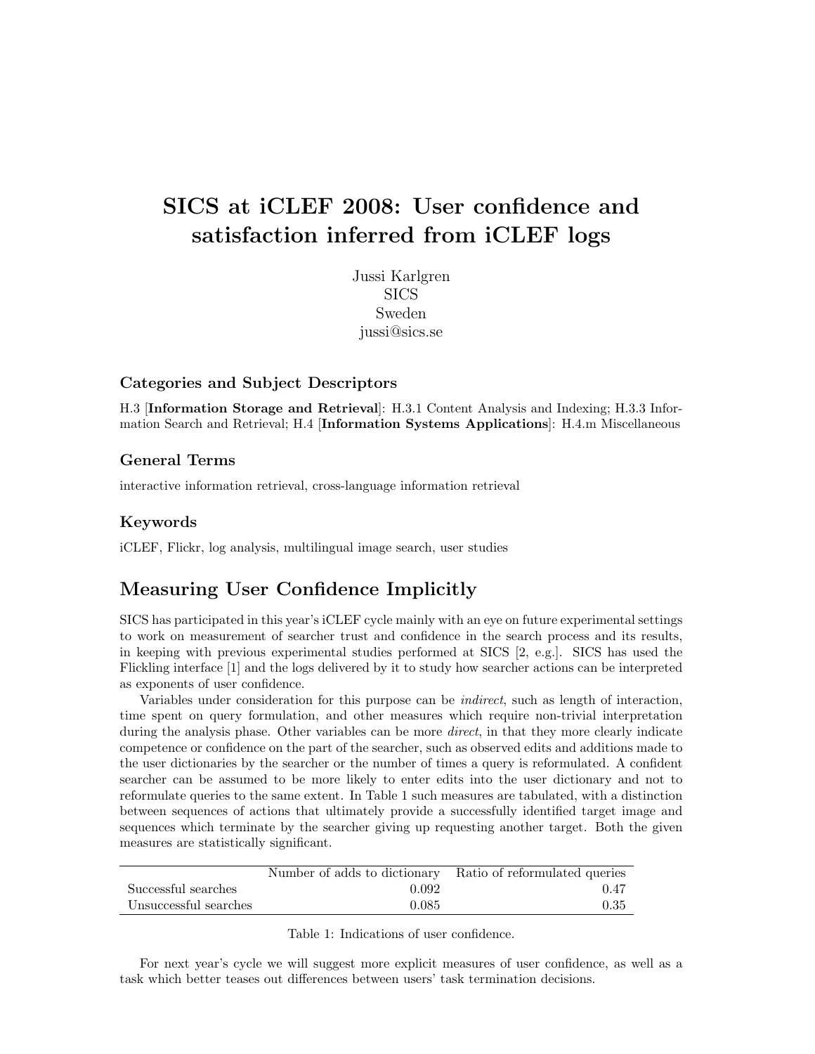# SICS at iCLEF 2008: User confidence and satisfaction inferred from iCLEF logs

Jussi Karlgren
SICS
Sweden
jussi@sics.se

### Categories and Subject Descriptors

H.3 [**Information Storage and Retrieval**]: H.3.1 Content Analysis and Indexing; H.3.3 Information Search and Retrieval; H.4 [**Information Systems Applications**]: H.4.m Miscellaneous

### General Terms

interactive information retrieval, cross-language information retrieval

### Keywords

iCLEF, Flickr, log analysis, multilingual image search, user studies

## Measuring User Confidence Implicitly

SICS has participated in this year's iCLEF cycle mainly with an eye on future experimental settings to work on measurement of searcher trust and confidence in the search process and its results, in keeping with previous experimental studies performed at SICS [2, e.g.]. SICS has used the Flickling interface [1] and the logs delivered by it to study how searcher actions can be interpreted as exponents of user confidence.

Variables under consideration for this purpose can be *indirect*, such as length of interaction, time spent on query formulation, and other measures which require non-trivial interpretation during the analysis phase. Other variables can be more *direct*, in that they more clearly indicate competence or confidence on the part of the searcher, such as observed edits and additions made to the user dictionaries by the searcher or the number of times a query is reformulated. A confident searcher can be assumed to be more likely to enter edits into the user dictionary and not to reformulate queries to the same extent. In Table 1 such measures are tabulated, with a distinction between sequences of actions that ultimately provide a successfully identified target image and sequences which terminate by the searcher giving up requesting another target. Both the given measures are statistically significant.

| | Number of adds to dictionary | Ratio of reformulated queries |
|---|---|---|
| Successful searches | 0.092 | 0.47 |
| Unsuccessful searches | 0.085 | 0.35 |

Table 1: Indications of user confidence.

For next year's cycle we will suggest more explicit measures of user confidence, as well as a task which better teases out differences between users' task termination decisions.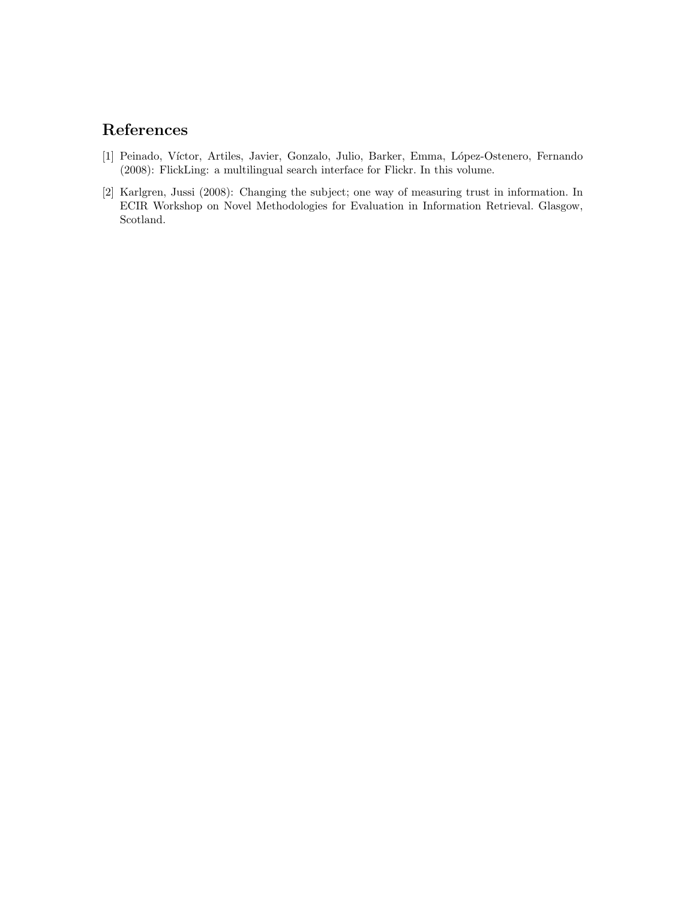## References

[1] Peinado, Víctor, Artiles, Javier, Gonzalo, Julio, Barker, Emma, López-Ostenero, Fernando (2008): FlickLing: a multilingual search interface for Flickr. In this volume.

[2] Karlgren, Jussi (2008): Changing the subject; one way of measuring trust in information. In ECIR Workshop on Novel Methodologies for Evaluation in Information Retrieval. Glasgow, Scotland.